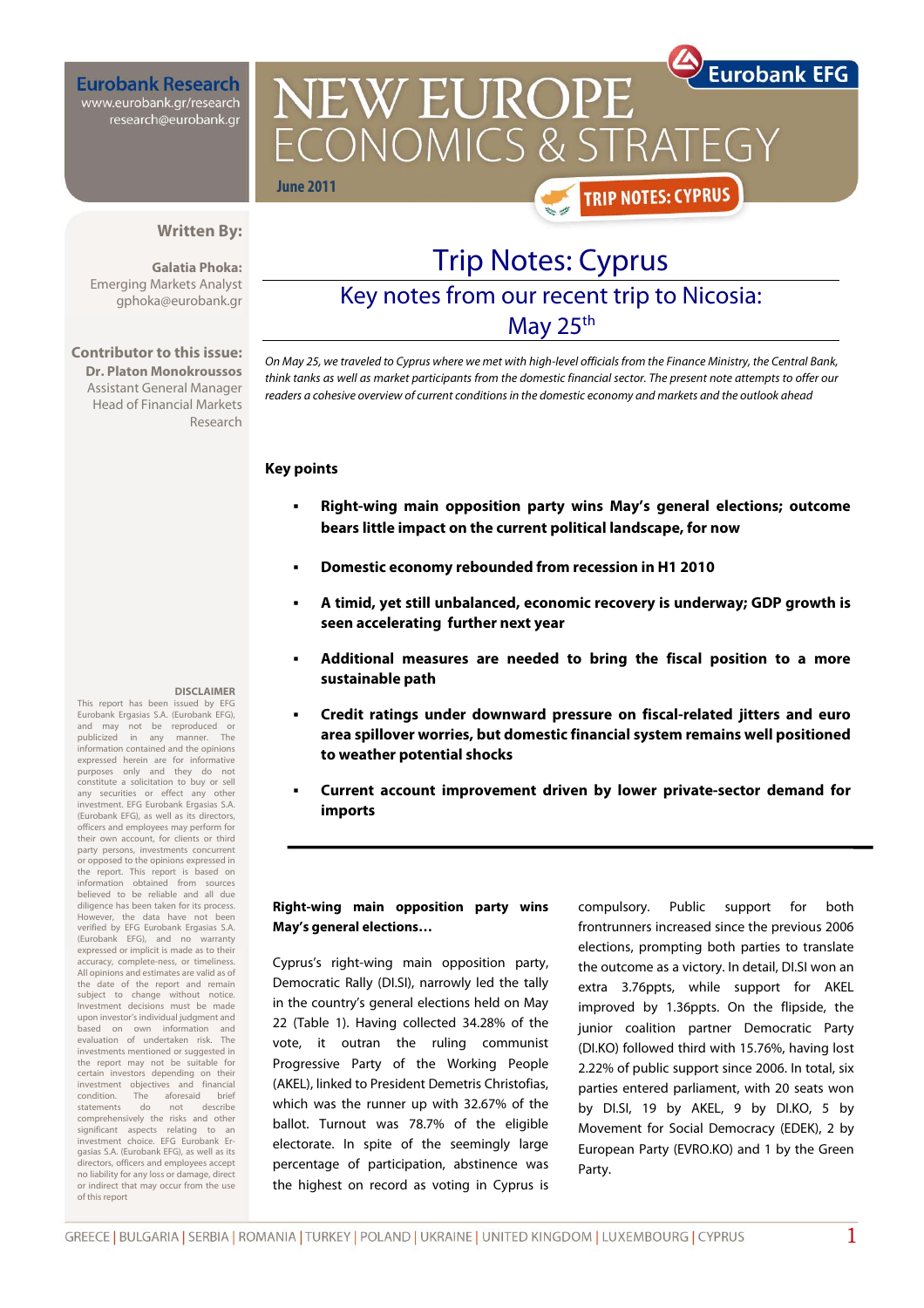Eurobank Research
www.eurobank.gr/research
research@eurobank.gr

Eurobank EFG

# NEW EUROPE ECONOMICS & STRATEGY

June 2011

TRIP NOTES: CYPRUS

**Written By:**

**Galatia Phoka:**
Emerging Markets Analyst
gphoka@eurobank.gr

**Contributor to this issue:**
**Dr. Platon Monokroussos**
Assistant General Manager
Head of Financial Markets Research

# Trip Notes: Cyprus

## Key notes from our recent trip to Nicosia: May 25th

*On May 25, we traveled to Cyprus where we met with high-level officials from the Finance Ministry, the Central Bank, think tanks as well as market participants from the domestic financial sector. The present note attempts to offer our readers a cohesive overview of current conditions in the domestic economy and markets and the outlook ahead*

**Key points**

- **Right-wing main opposition party wins May's general elections; outcome bears little impact on the current political landscape, for now**
- **Domestic economy rebounded from recession in H1 2010**
- **A timid, yet still unbalanced, economic recovery is underway; GDP growth is seen accelerating further next year**
- **Additional measures are needed to bring the fiscal position to a more sustainable path**
- **Credit ratings under downward pressure on fiscal-related jitters and euro area spillover worries, but domestic financial system remains well positioned to weather potential shocks**
- **Current account improvement driven by lower private-sector demand for imports**

**Right-wing main opposition party wins May's general elections…**

Cyprus's right-wing main opposition party, Democratic Rally (DI.SI), narrowly led the tally in the country's general elections held on May 22 (Table 1). Having collected 34.28% of the vote, it outran the ruling communist Progressive Party of the Working People (AKEL), linked to President Demetris Christofias, which was the runner up with 32.67% of the ballot. Turnout was 78.7% of the eligible electorate. In spite of the seemingly large percentage of participation, abstinence was the highest on record as voting in Cyprus is compulsory. Public support for both frontrunners increased since the previous 2006 elections, prompting both parties to translate the outcome as a victory. In detail, DI.SI won an extra 3.76ppts, while support for AKEL improved by 1.36ppts. On the flipside, the junior coalition partner Democratic Party (DI.KO) followed third with 15.76%, having lost 2.22% of public support since 2006. In total, six parties entered parliament, with 20 seats won by DI.SI, 19 by AKEL, 9 by DI.KO, 5 by Movement for Social Democracy (EDEK), 2 by European Party (EVRO.KO) and 1 by the Green Party.

**DISCLAIMER**
This report has been issued by EFG Eurobank Ergasias S.A. (Eurobank EFG), and may not be reproduced or publicized in any manner. The information contained and the opinions expressed herein are for informative purposes only and they do not constitute a solicitation to buy or sell any securities or effect any other investment. EFG Eurobank Ergasias S.A. (Eurobank EFG), as well as its directors, officers and employees may perform for their own account, for clients or third party persons, investments concurrent or opposed to the opinions expressed in the report. This report is based on information obtained from sources believed to be reliable and all due diligence has been taken for its process. However, the data have not been verified by EFG Eurobank Ergasias S.A. (Eurobank EFG), and no warranty expressed or implicit is made as to their accuracy, complete-ness, or timeliness. All opinions and estimates are valid as of the date of the report and remain subject to change without notice. Investment decisions must be made upon investor's individual judgment and based on own information and evaluation of undertaken risk. The investments mentioned or suggested in the report may not be suitable for certain investors depending on their investment objectives and financial condition. The aforesaid brief statements do not describe comprehensively the risks and other significant aspects relating to an investment choice. EFG Eurobank Ergasias S.A. (Eurobank EFG), as well as its directors, officers and employees accept no liability for any loss or damage, direct or indirect that may occur from the use of this report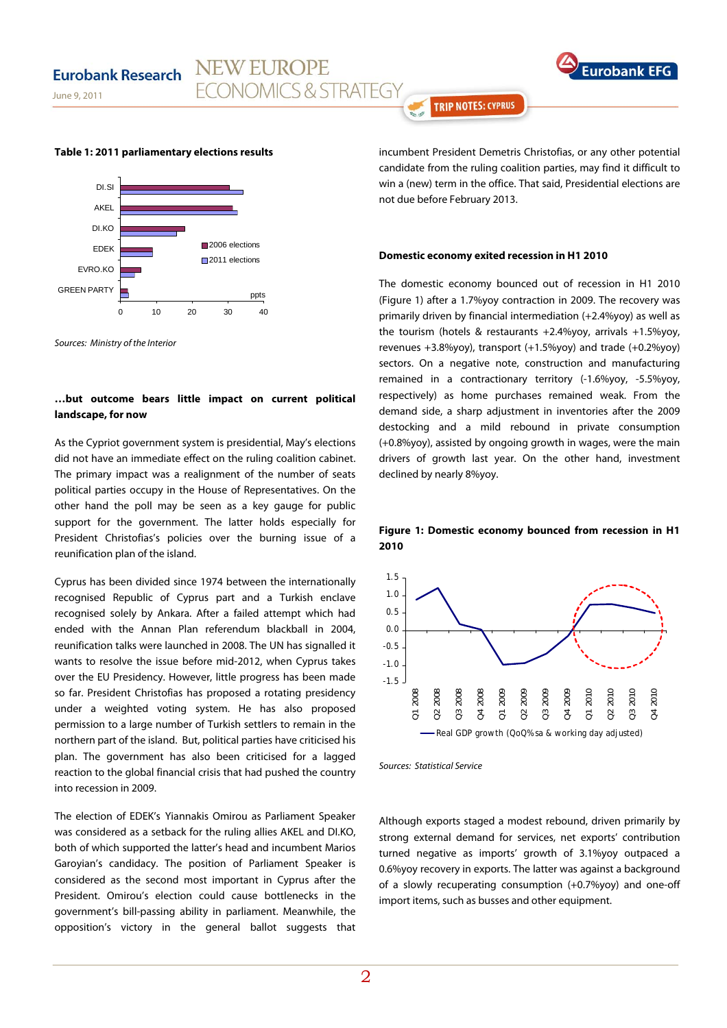**Table 1: 2011 parliamentary elections results**

*Sources: Ministry of the Interior*

**…but outcome bears little impact on current political landscape, for now**

As the Cypriot government system is presidential, May's elections did not have an immediate effect on the ruling coalition cabinet. The primary impact was a realignment of the number of seats political parties occupy in the House of Representatives. On the other hand the poll may be seen as a key gauge for public support for the government. The latter holds especially for President Christofias's policies over the burning issue of a reunification plan of the island.

Cyprus has been divided since 1974 between the internationally recognised Republic of Cyprus part and a Turkish enclave recognised solely by Ankara. After a failed attempt which had ended with the Annan Plan referendum blackball in 2004, reunification talks were launched in 2008. The UN has signalled it wants to resolve the issue before mid-2012, when Cyprus takes over the EU Presidency. However, little progress has been made so far. President Christofias has proposed a rotating presidency under a weighted voting system. He has also proposed permission to a large number of Turkish settlers to remain in the northern part of the island. But, political parties have criticised his plan. The government has also been criticised for a lagged reaction to the global financial crisis that had pushed the country into recession in 2009.

The election of EDEK's Yiannakis Omirou as Parliament Speaker was considered as a setback for the ruling allies AKEL and DI.KO, both of which supported the latter's head and incumbent Marios Garoyian's candidacy. The position of Parliament Speaker is considered as the second most important in Cyprus after the President. Omirou's election could cause bottlenecks in the government's bill-passing ability in parliament. Meanwhile, the opposition's victory in the general ballot suggests that incumbent President Demetris Christofias, or any other potential candidate from the ruling coalition parties, may find it difficult to win a (new) term in the office. That said, Presidential elections are not due before February 2013.

**Domestic economy exited recession in H1 2010**

The domestic economy bounced out of recession in H1 2010 (Figure 1) after a 1.7%yoy contraction in 2009. The recovery was primarily driven by financial intermediation (+2.4%yoy) as well as the tourism (hotels & restaurants +2.4%yoy, arrivals +1.5%yoy, revenues +3.8%yoy), transport (+1.5%yoy) and trade (+0.2%yoy) sectors. On a negative note, construction and manufacturing remained in a contractionary territory (-1.6%yoy, -5.5%yoy, respectively) as home purchases remained weak. From the demand side, a sharp adjustment in inventories after the 2009 destocking and a mild rebound in private consumption (+0.8%yoy), assisted by ongoing growth in wages, were the main drivers of growth last year. On the other hand, investment declined by nearly 8%yoy.

**Figure 1: Domestic economy bounced from recession in H1 2010**

*Sources: Statistical Service*

Although exports staged a modest rebound, driven primarily by strong external demand for services, net exports' contribution turned negative as imports' growth of 3.1%yoy outpaced a 0.6%yoy recovery in exports. The latter was against a background of a slowly recuperating consumption (+0.7%yoy) and one-off import items, such as busses and other equipment.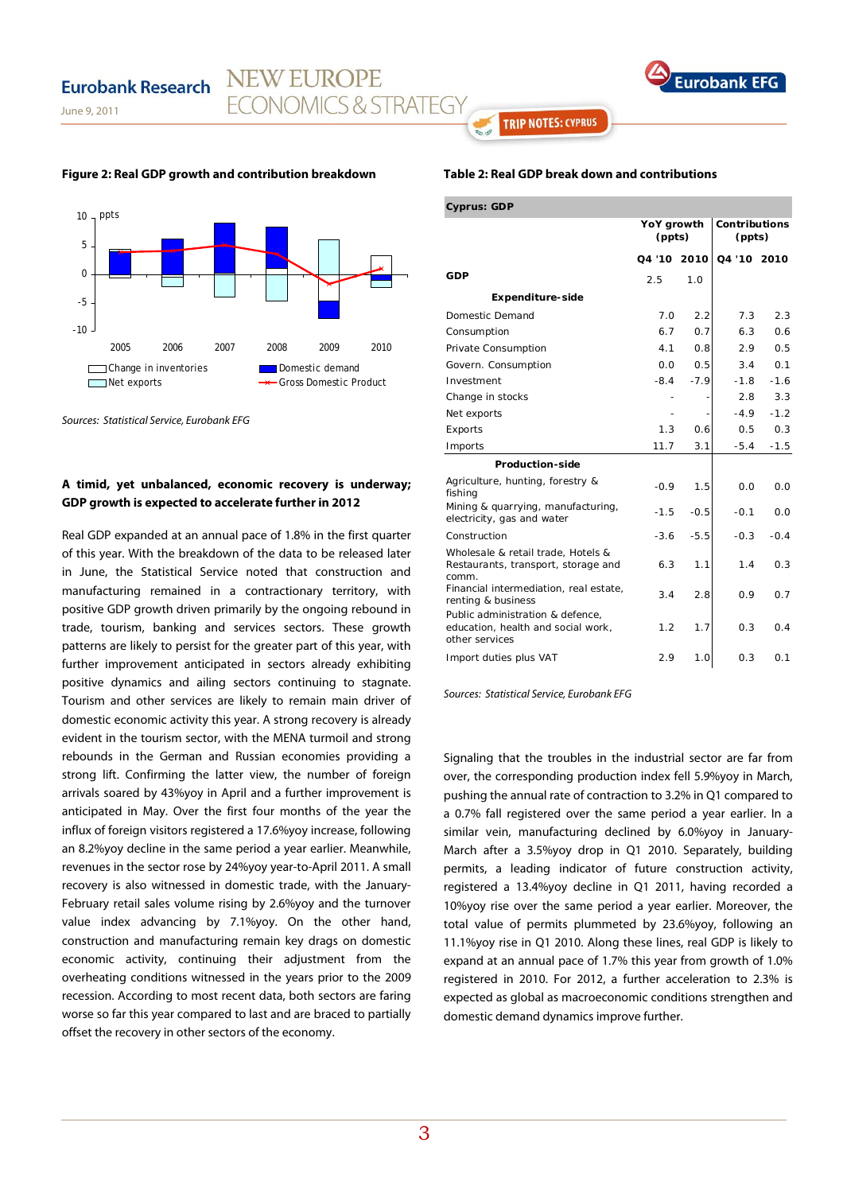**Figure 2: Real GDP growth and contribution breakdown**

*Sources: Statistical Service, Eurobank EFG*

**Table 2: Real GDP break down and contributions**

| Cyprus: GDP | YoY growth (ppts) | | Contributions (ppts) | |
|---|---|---|---|---|
| | Q4 '10 | 2010 | Q4 '10 | 2010 |
| **GDP** | 2.5 | 1.0 | | |
| **Expenditure-side** | | | | |
| Domestic Demand | 7.0 | 2.2 | 7.3 | 2.3 |
| Consumption | 6.7 | 0.7 | 6.3 | 0.6 |
| Private Consumption | 4.1 | 0.8 | 2.9 | 0.5 |
| Govern. Consumption | 0.0 | 0.5 | 3.4 | 0.1 |
| Investment | -8.4 | -7.9 | -1.8 | -1.6 |
| Change in stocks | - | - | 2.8 | 3.3 |
| Net exports | - | - | -4.9 | -1.2 |
| Exports | 1.3 | 0.6 | 0.5 | 0.3 |
| Imports | 11.7 | 3.1 | -5.4 | -1.5 |
| **Production-side** | | | | |
| Agriculture, hunting, forestry & fishing | -0.9 | 1.5 | 0.0 | 0.0 |
| Mining & quarrying, manufacturing, electricity, gas and water | -1.5 | -0.5 | -0.1 | 0.0 |
| Construction | -3.6 | -5.5 | -0.3 | -0.4 |
| Wholesale & retail trade, Hotels & Restaurants, transport, storage and comm. | 6.3 | 1.1 | 1.4 | 0.3 |
| Financial intermediation, real estate, renting & business | 3.4 | 2.8 | 0.9 | 0.7 |
| Public administration & defence, education, health and social work, other services | 1.2 | 1.7 | 0.3 | 0.4 |
| Import duties plus VAT | 2.9 | 1.0 | 0.3 | 0.1 |

*Sources: Statistical Service, Eurobank EFG*

**A timid, yet unbalanced, economic recovery is underway; GDP growth is expected to accelerate further in 2012**

Real GDP expanded at an annual pace of 1.8% in the first quarter of this year. With the breakdown of the data to be released later in June, the Statistical Service noted that construction and manufacturing remained in a contractionary territory, with positive GDP growth driven primarily by the ongoing rebound in trade, tourism, banking and services sectors. These growth patterns are likely to persist for the greater part of this year, with further improvement anticipated in sectors already exhibiting positive dynamics and ailing sectors continuing to stagnate. Tourism and other services are likely to remain main driver of domestic economic activity this year. A strong recovery is already evident in the tourism sector, with the MENA turmoil and strong rebounds in the German and Russian economies providing a strong lift. Confirming the latter view, the number of foreign arrivals soared by 43%yoy in April and a further improvement is anticipated in May. Over the first four months of the year the influx of foreign visitors registered a 17.6%yoy increase, following an 8.2%yoy decline in the same period a year earlier. Meanwhile, revenues in the sector rose by 24%yoy year-to-April 2011. A small recovery is also witnessed in domestic trade, with the January-February retail sales volume rising by 2.6%yoy and the turnover value index advancing by 7.1%yoy. On the other hand, construction and manufacturing remain key drags on domestic economic activity, continuing their adjustment from the overheating conditions witnessed in the years prior to the 2009 recession. According to most recent data, both sectors are faring worse so far this year compared to last and are braced to partially offset the recovery in other sectors of the economy.

Signaling that the troubles in the industrial sector are far from over, the corresponding production index fell 5.9%yoy in March, pushing the annual rate of contraction to 3.2% in Q1 compared to a 0.7% fall registered over the same period a year earlier. In a similar vein, manufacturing declined by 6.0%yoy in January-March after a 3.5%yoy drop in Q1 2010. Separately, building permits, a leading indicator of future construction activity, registered a 13.4%yoy decline in Q1 2011, having recorded a 10%yoy rise over the same period a year earlier. Moreover, the total value of permits plummeted by 23.6%yoy, following an 11.1%yoy rise in Q1 2010. Along these lines, real GDP is likely to expand at an annual pace of 1.7% this year from growth of 1.0% registered in 2010. For 2012, a further acceleration to 2.3% is expected as global as macroeconomic conditions strengthen and domestic demand dynamics improve further.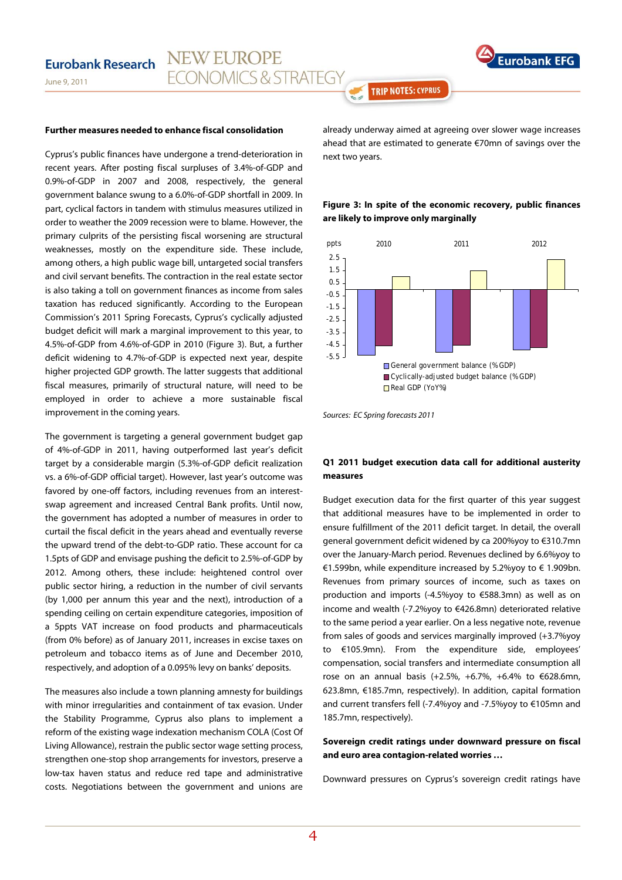### Further measures needed to enhance fiscal consolidation

Cyprus's public finances have undergone a trend-deterioration in recent years. After posting fiscal surpluses of 3.4%-of-GDP and 0.9%-of-GDP in 2007 and 2008, respectively, the general government balance swung to a 6.0%-of-GDP shortfall in 2009. In part, cyclical factors in tandem with stimulus measures utilized in order to weather the 2009 recession were to blame. However, the primary culprits of the persisting fiscal worsening are structural weaknesses, mostly on the expenditure side. These include, among others, a high public wage bill, untargeted social transfers and civil servant benefits. The contraction in the real estate sector is also taking a toll on government finances as income from sales taxation has reduced significantly. According to the European Commission's 2011 Spring Forecasts, Cyprus's cyclically adjusted budget deficit will mark a marginal improvement to this year, to 4.5%-of-GDP from 4.6%-of-GDP in 2010 (Figure 3). But, a further deficit widening to 4.7%-of-GDP is expected next year, despite higher projected GDP growth. The latter suggests that additional fiscal measures, primarily of structural nature, will need to be employed in order to achieve a more sustainable fiscal improvement in the coming years.

The government is targeting a general government budget gap of 4%-of-GDP in 2011, having outperformed last year's deficit target by a considerable margin (5.3%-of-GDP deficit realization vs. a 6%-of-GDP official target). However, last year's outcome was favored by one-off factors, including revenues from an interest-swap agreement and increased Central Bank profits. Until now, the government has adopted a number of measures in order to curtail the fiscal deficit in the years ahead and eventually reverse the upward trend of the debt-to-GDP ratio. These account for ca 1.5pts of GDP and envisage pushing the deficit to 2.5%-of-GDP by 2012. Among others, these include: heightened control over public sector hiring, a reduction in the number of civil servants (by 1,000 per annum this year and the next), introduction of a spending ceiling on certain expenditure categories, imposition of a 5ppts VAT increase on food products and pharmaceuticals (from 0% before) as of January 2011, increases in excise taxes on petroleum and tobacco items as of June and December 2010, respectively, and adoption of a 0.095% levy on banks' deposits.

The measures also include a town planning amnesty for buildings with minor irregularities and containment of tax evasion. Under the Stability Programme, Cyprus also plans to implement a reform of the existing wage indexation mechanism COLA (Cost Of Living Allowance), restrain the public sector wage setting process, strengthen one-stop shop arrangements for investors, preserve a low-tax haven status and reduce red tape and administrative costs. Negotiations between the government and unions are already underway aimed at agreeing over slower wage increases ahead that are estimated to generate €70mn of savings over the next two years.

**Figure 3: In spite of the economic recovery, public finances are likely to improve only marginally**

Sources: *EC Spring forecasts 2011*

### Q1 2011 budget execution data call for additional austerity measures

Budget execution data for the first quarter of this year suggest that additional measures have to be implemented in order to ensure fulfillment of the 2011 deficit target. In detail, the overall general government deficit widened by ca 200%yoy to €310.7mn over the January-March period. Revenues declined by 6.6%yoy to €1.599bn, while expenditure increased by 5.2%yoy to € 1.909bn. Revenues from primary sources of income, such as taxes on production and imports (-4.5%yoy to €588.3mn) as well as on income and wealth (-7.2%yoy to €426.8mn) deteriorated relative to the same period a year earlier. On a less negative note, revenue from sales of goods and services marginally improved (+3.7%yoy to €105.9mn). From the expenditure side, employees' compensation, social transfers and intermediate consumption all rose on an annual basis (+2.5%, +6.7%, +6.4% to €628.6mn, 623.8mn, €185.7mn, respectively). In addition, capital formation and current transfers fell (-7.4%yoy and -7.5%yoy to €105mn and 185.7mn, respectively).

### Sovereign credit ratings under downward pressure on fiscal and euro area contagion-related worries …

Downward pressures on Cyprus's sovereign credit ratings have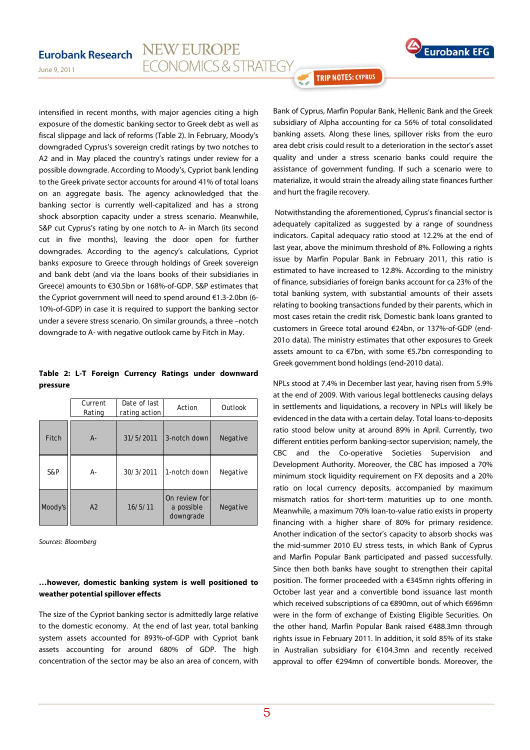intensified in recent months, with major agencies citing a high exposure of the domestic banking sector to Greek debt as well as fiscal slippage and lack of reforms (Table 2). In February, Moody's downgraded Cyprus's sovereign credit ratings by two notches to A2 and in May placed the country's ratings under review for a possible downgrade. According to Moody's, Cypriot bank lending to the Greek private sector accounts for around 41% of total loans on an aggregate basis. The agency acknowledged that the banking sector is currently well-capitalized and has a strong shock absorption capacity under a stress scenario. Meanwhile, S&P cut Cyprus's rating by one notch to A- in March (its second cut in five months), leaving the door open for further downgrades. According to the agency's calculations, Cypriot banks exposure to Greece through holdings of Greek sovereign and bank debt (and via the loans books of their subsidiaries in Greece) amounts to €30.5bn or 168%-of-GDP. S&P estimates that the Cypriot government will need to spend around €1.3-2.0bn (6-10%-of-GDP) in case it is required to support the banking sector under a severe stress scenario. On similar grounds, a three –notch downgrade to A- with negative outlook came by Fitch in May.

**Table 2: L-T Foreign Currency Ratings under downward pressure**

| | Current Rating | Date of last rating action | Action | Outlook |
|---|---|---|---|---|
| Fitch | A- | 31/5/2011 | 3-notch down | Negative |
| S&P | A- | 30/3/2011 | 1-notch down | Negative |
| Moody's | A2 | 16/5/11 | On review for a possible downgrade | Negative |

*Sources: Bloomberg*

**…however, domestic banking system is well positioned to weather potential spillover effects**

The size of the Cypriot banking sector is admittedly large relative to the domestic economy. At the end of last year, total banking system assets accounted for 893%-of-GDP with Cypriot bank assets accounting for around 680% of GDP. The high concentration of the sector may be also an area of concern, with Bank of Cyprus, Marfin Popular Bank, Hellenic Bank and the Greek subsidiary of Alpha accounting for ca 56% of total consolidated banking assets. Along these lines, spillover risks from the euro area debt crisis could result to a deterioration in the sector's asset quality and under a stress scenario banks could require the assistance of government funding. If such a scenario were to materialize, it would strain the already ailing state finances further and hurt the fragile recovery.

Notwithstanding the aforementioned, Cyprus's financial sector is adequately capitalized as suggested by a range of soundness indicators. Capital adequacy ratio stood at 12.2% at the end of last year, above the minimum threshold of 8%. Following a rights issue by Marfin Popular Bank in February 2011, this ratio is estimated to have increased to 12.8%. According to the ministry of finance, subsidiaries of foreign banks account for ca 23% of the total banking system, with substantial amounts of their assets relating to booking transactions funded by their parents, which in most cases retain the credit risk. Domestic bank loans granted to customers in Greece total around €24bn, or 137%-of-GDP (end-201o data). The ministry estimates that other exposures to Greek assets amount to ca €7bn, with some €5.7bn corresponding to Greek government bond holdings (end-2010 data).

NPLs stood at 7.4% in December last year, having risen from 5.9% at the end of 2009. With various legal bottlenecks causing delays in settlements and liquidations, a recovery in NPLs will likely be evidenced in the data with a certain delay. Total loans-to-deposits ratio stood below unity at around 89% in April. Currently, two different entities perform banking-sector supervision; namely, the CBC and the Co-operative Societies Supervision and Development Authority. Moreover, the CBC has imposed a 70% minimum stock liquidity requirement on FX deposits and a 20% ratio on local currency deposits, accompanied by maximum mismatch ratios for short-term maturities up to one month. Meanwhile, a maximum 70% loan-to-value ratio exists in property financing with a higher share of 80% for primary residence. Another indication of the sector's capacity to absorb shocks was the mid-summer 2010 EU stress tests, in which Bank of Cyprus and Marfin Popular Bank participated and passed successfully. Since then both banks have sought to strengthen their capital position. The former proceeded with a €345mn rights offering in October last year and a convertible bond issuance last month which received subscriptions of ca €890mn, out of which €696mn were in the form of exchange of Existing Eligible Securities. On the other hand, Marfin Popular Bank raised €488.3mn through rights issue in February 2011. In addition, it sold 85% of its stake in Australian subsidiary for €104.3mn and recently received approval to offer €294mn of convertible bonds. Moreover, the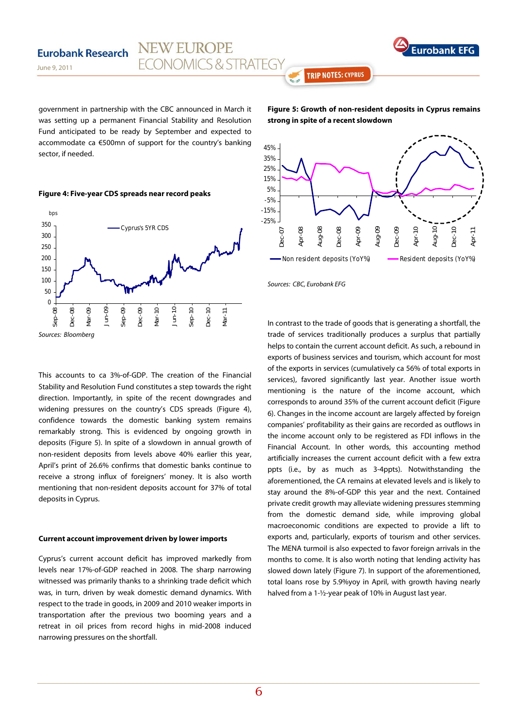government in partnership with the CBC announced in March it was setting up a permanent Financial Stability and Resolution Fund anticipated to be ready by September and expected to accommodate ca €500mn of support for the country's banking sector, if needed.

**Figure 4: Five-year CDS spreads near record peaks**

*Sources: Bloomberg*

This accounts to ca 3%-of-GDP. The creation of the Financial Stability and Resolution Fund constitutes a step towards the right direction. Importantly, in spite of the recent downgrades and widening pressures on the country's CDS spreads (Figure 4), confidence towards the domestic banking system remains remarkably strong. This is evidenced by ongoing growth in deposits (Figure 5). In spite of a slowdown in annual growth of non-resident deposits from levels above 40% earlier this year, April's print of 26.6% confirms that domestic banks continue to receive a strong influx of foreigners' money. It is also worth mentioning that non-resident deposits account for 37% of total deposits in Cyprus.

**Current account improvement driven by lower imports**

Cyprus's current account deficit has improved markedly from levels near 17%-of-GDP reached in 2008. The sharp narrowing witnessed was primarily thanks to a shrinking trade deficit which was, in turn, driven by weak domestic demand dynamics. With respect to the trade in goods, in 2009 and 2010 weaker imports in transportation after the previous two booming years and a retreat in oil prices from record highs in mid-2008 induced narrowing pressures on the shortfall.

**Figure 5: Growth of non-resident deposits in Cyprus remains strong in spite of a recent slowdown**

*Sources: CBC, Eurobank EFG*

In contrast to the trade of goods that is generating a shortfall, the trade of services traditionally produces a surplus that partially helps to contain the current account deficit. As such, a rebound in exports of business services and tourism, which account for most of the exports in services (cumulatively ca 56% of total exports in services), favored significantly last year. Another issue worth mentioning is the nature of the income account, which corresponds to around 35% of the current account deficit (Figure 6). Changes in the income account are largely affected by foreign companies' profitability as their gains are recorded as outflows in the income account only to be registered as FDI inflows in the Financial Account. In other words, this accounting method artificially increases the current account deficit with a few extra ppts (i.e., by as much as 3-4ppts). Notwithstanding the aforementioned, the CA remains at elevated levels and is likely to stay around the 8%-of-GDP this year and the next. Contained private credit growth may alleviate widening pressures stemming from the domestic demand side, while improving global macroeconomic conditions are expected to provide a lift to exports and, particularly, exports of tourism and other services. The MENA turmoil is also expected to favor foreign arrivals in the months to come. It is also worth noting that lending activity has slowed down lately (Figure 7). In support of the aforementioned, total loans rose by 5.9%yoy in April, with growth having nearly halved from a 1-½-year peak of 10% in August last year.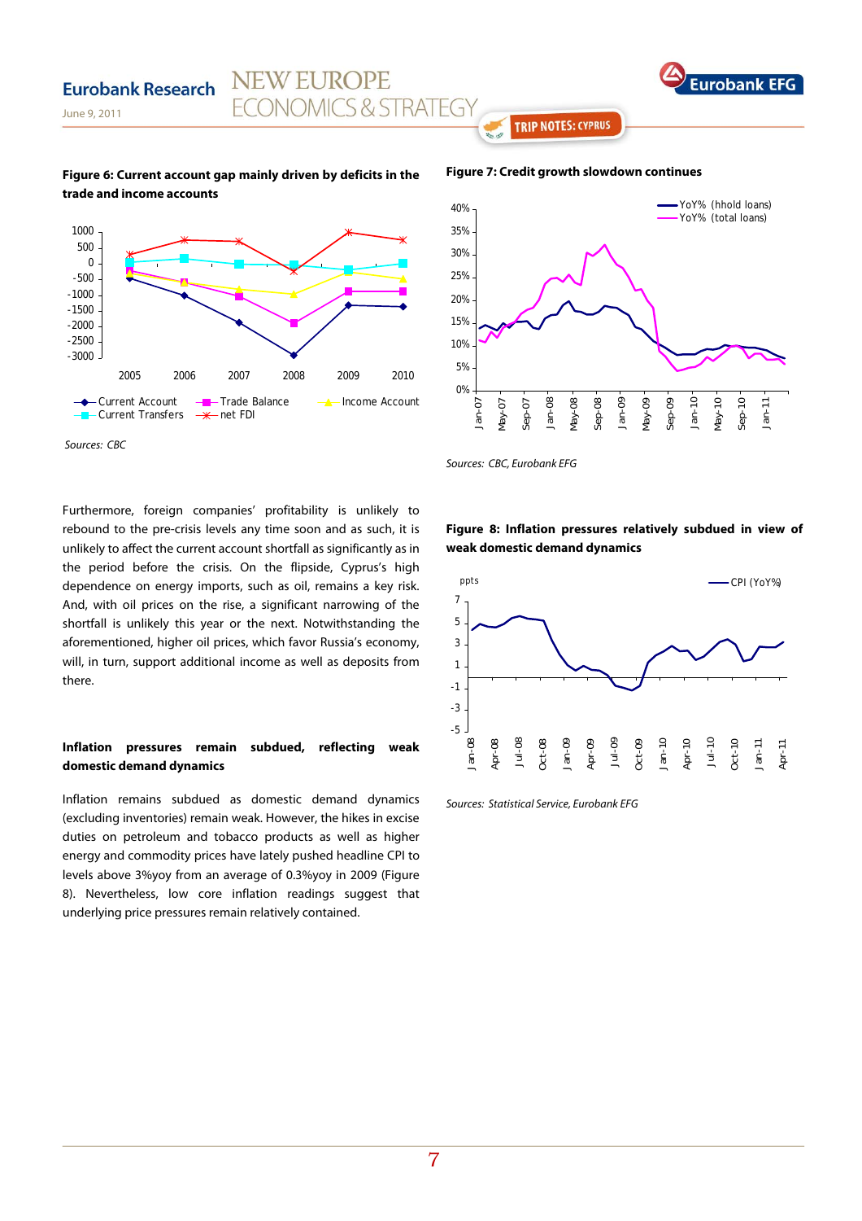**Figure 6: Current account gap mainly driven by deficits in the trade and income accounts**

*Sources: CBC*

**Figure 7: Credit growth slowdown continues**

*Sources: CBC, Eurobank EFG*

Furthermore, foreign companies' profitability is unlikely to rebound to the pre-crisis levels any time soon and as such, it is unlikely to affect the current account shortfall as significantly as in the period before the crisis. On the flipside, Cyprus's high dependence on energy imports, such as oil, remains a key risk. And, with oil prices on the rise, a significant narrowing of the shortfall is unlikely this year or the next. Notwithstanding the aforementioned, higher oil prices, which favor Russia's economy, will, in turn, support additional income as well as deposits from there.

**Figure 8: Inflation pressures relatively subdued in view of weak domestic demand dynamics**

*Sources: Statistical Service, Eurobank EFG*

**Inflation pressures remain subdued, reflecting weak domestic demand dynamics**

Inflation remains subdued as domestic demand dynamics (excluding inventories) remain weak. However, the hikes in excise duties on petroleum and tobacco products as well as higher energy and commodity prices have lately pushed headline CPI to levels above 3%yoy from an average of 0.3%yoy in 2009 (Figure 8). Nevertheless, low core inflation readings suggest that underlying price pressures remain relatively contained.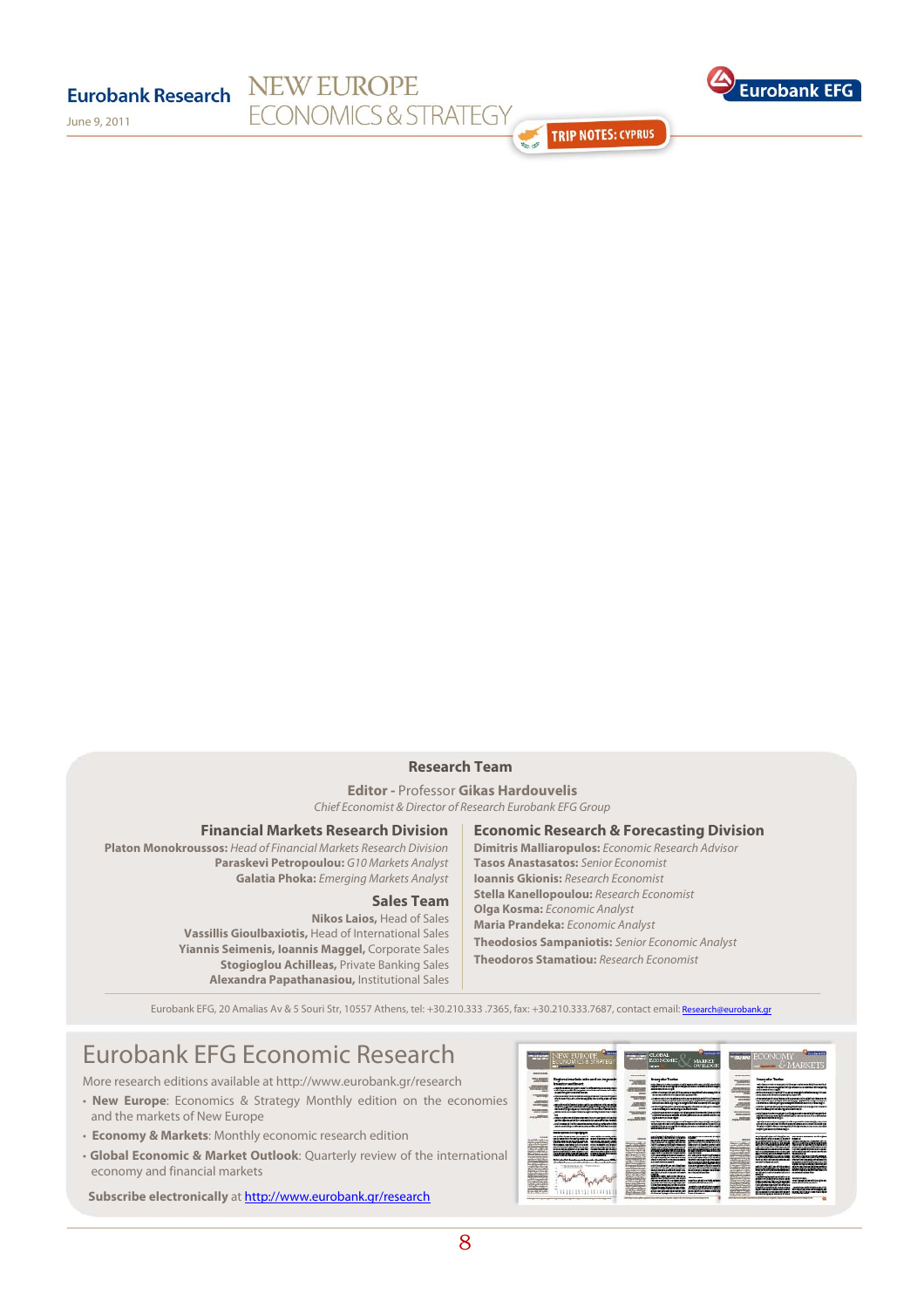## Research Team

**Editor -** Professor **Gikas Hardouvelis**
*Chief Economist & Director of Research Eurobank EFG Group*

### Financial Markets Research Division

**Platon Monokroussos:** *Head of Financial Markets Research Division*
**Paraskevi Petropoulou:** *G10 Markets Analyst*
**Galatia Phoka:** *Emerging Markets Analyst*

### Sales Team

**Nikos Laios,** Head of Sales
**Vassillis Gioulbaxiotis,** Head of International Sales
**Yiannis Seimenis, Ioannis Maggel,** Corporate Sales
**Stogioglou Achilleas,** Private Banking Sales
**Alexandra Papathanasiou,** Institutional Sales

### Economic Research & Forecasting Division

**Dimitris Malliaropulos:** *Economic Research Advisor*
**Tasos Anastasatos:** *Senior Economist*
**Ioannis Gkionis:** *Research Economist*
**Stella Kanellopoulou:** *Research Economist*
**Olga Kosma:** *Economic Analyst*
**Maria Prandeka:** *Economic Analyst*
**Theodosios Sampaniotis:** *Senior Economic Analyst*
**Theodoros Stamatiou:** *Research Economist*

Eurobank EFG, 20 Amalias Av & 5 Souri Str, 10557 Athens, tel: +30.210.333 .7365, fax: +30.210.333.7687, contact email: Research@eurobank.gr

# Eurobank EFG Economic Research

More research editions available at http://www.eurobank.gr/research

- **New Europe**: Economics & Strategy Monthly edition on the economies and the markets of New Europe
- **Economy & Markets**: Monthly economic research edition
- **Global Economic & Market Outlook**: Quarterly review of the international economy and financial markets

**Subscribe electronically** at http://www.eurobank.gr/research